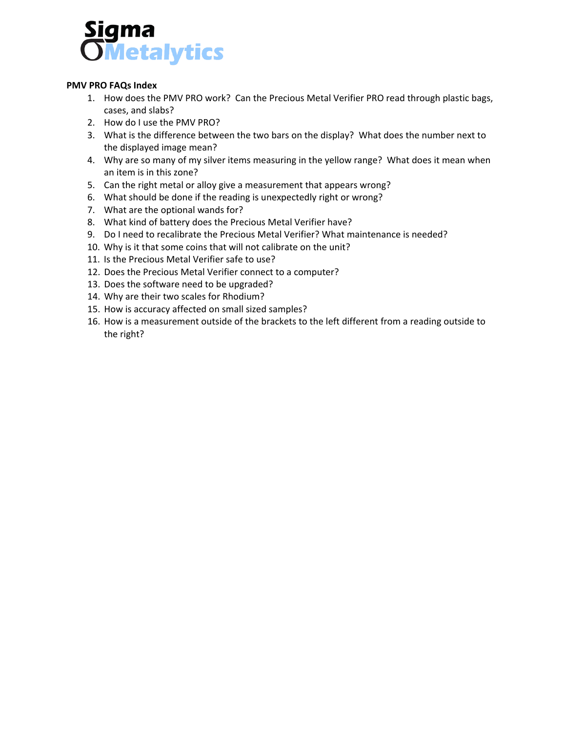Sigma
Metalytics

**PMV PRO FAQs Index**

1. How does the PMV PRO work? Can the Precious Metal Verifier PRO read through plastic bags, cases, and slabs?
2. How do I use the PMV PRO?
3. What is the difference between the two bars on the display? What does the number next to the displayed image mean?
4. Why are so many of my silver items measuring in the yellow range? What does it mean when an item is in this zone?
5. Can the right metal or alloy give a measurement that appears wrong?
6. What should be done if the reading is unexpectedly right or wrong?
7. What are the optional wands for?
8. What kind of battery does the Precious Metal Verifier have?
9. Do I need to recalibrate the Precious Metal Verifier? What maintenance is needed?
10. Why is it that some coins that will not calibrate on the unit?
11. Is the Precious Metal Verifier safe to use?
12. Does the Precious Metal Verifier connect to a computer?
13. Does the software need to be upgraded?
14. Why are their two scales for Rhodium?
15. How is accuracy affected on small sized samples?
16. How is a measurement outside of the brackets to the left different from a reading outside to the right?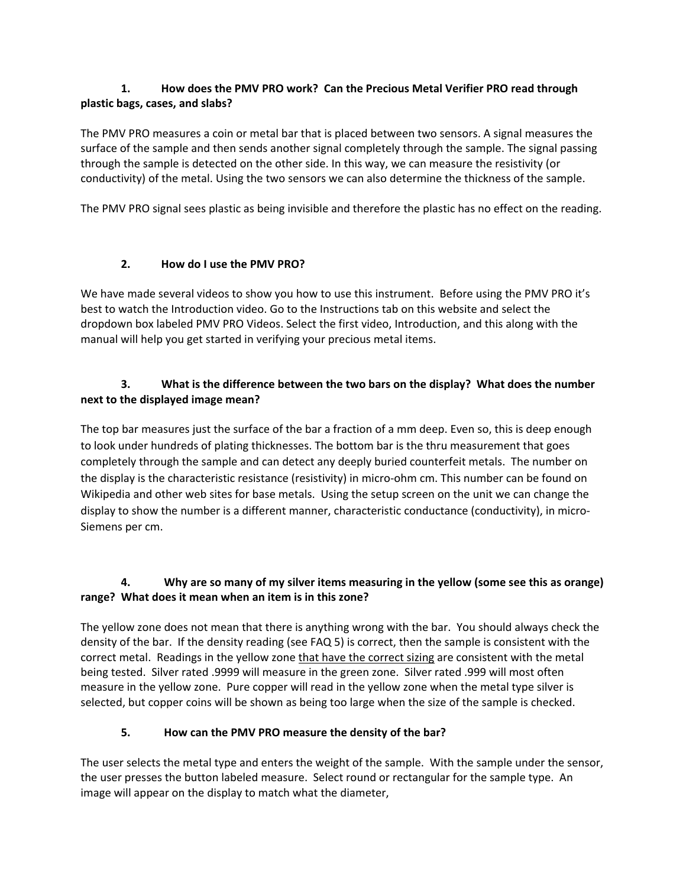### 1. How does the PMV PRO work? Can the Precious Metal Verifier PRO read through plastic bags, cases, and slabs?

The PMV PRO measures a coin or metal bar that is placed between two sensors. A signal measures the surface of the sample and then sends another signal completely through the sample. The signal passing through the sample is detected on the other side. In this way, we can measure the resistivity (or conductivity) of the metal. Using the two sensors we can also determine the thickness of the sample.

The PMV PRO signal sees plastic as being invisible and therefore the plastic has no effect on the reading.

### 2. How do I use the PMV PRO?

We have made several videos to show you how to use this instrument. Before using the PMV PRO it's best to watch the Introduction video. Go to the Instructions tab on this website and select the dropdown box labeled PMV PRO Videos. Select the first video, Introduction, and this along with the manual will help you get started in verifying your precious metal items.

### 3. What is the difference between the two bars on the display? What does the number next to the displayed image mean?

The top bar measures just the surface of the bar a fraction of a mm deep. Even so, this is deep enough to look under hundreds of plating thicknesses. The bottom bar is the thru measurement that goes completely through the sample and can detect any deeply buried counterfeit metals. The number on the display is the characteristic resistance (resistivity) in micro-ohm cm. This number can be found on Wikipedia and other web sites for base metals. Using the setup screen on the unit we can change the display to show the number is a different manner, characteristic conductance (conductivity), in micro-Siemens per cm.

### 4. Why are so many of my silver items measuring in the yellow (some see this as orange) range? What does it mean when an item is in this zone?

The yellow zone does not mean that there is anything wrong with the bar. You should always check the density of the bar. If the density reading (see FAQ 5) is correct, then the sample is consistent with the correct metal. Readings in the yellow zone <u>that have the correct sizing</u> are consistent with the metal being tested. Silver rated .9999 will measure in the green zone. Silver rated .999 will most often measure in the yellow zone. Pure copper will read in the yellow zone when the metal type silver is selected, but copper coins will be shown as being too large when the size of the sample is checked.

### 5. How can the PMV PRO measure the density of the bar?

The user selects the metal type and enters the weight of the sample. With the sample under the sensor, the user presses the button labeled measure. Select round or rectangular for the sample type. An image will appear on the display to match what the diameter,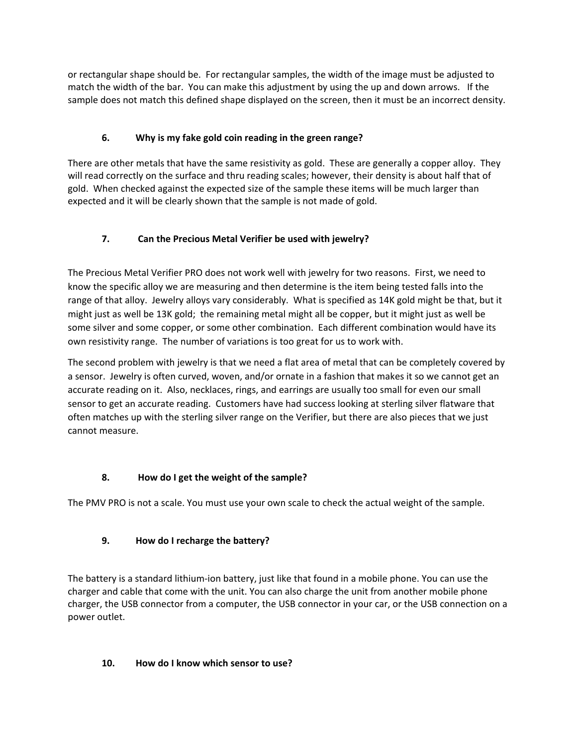or rectangular shape should be. For rectangular samples, the width of the image must be adjusted to match the width of the bar. You can make this adjustment by using the up and down arrows. If the sample does not match this defined shape displayed on the screen, then it must be an incorrect density.

### 6. Why is my fake gold coin reading in the green range?

There are other metals that have the same resistivity as gold. These are generally a copper alloy. They will read correctly on the surface and thru reading scales; however, their density is about half that of gold. When checked against the expected size of the sample these items will be much larger than expected and it will be clearly shown that the sample is not made of gold.

### 7. Can the Precious Metal Verifier be used with jewelry?

The Precious Metal Verifier PRO does not work well with jewelry for two reasons. First, we need to know the specific alloy we are measuring and then determine is the item being tested falls into the range of that alloy. Jewelry alloys vary considerably. What is specified as 14K gold might be that, but it might just as well be 13K gold; the remaining metal might all be copper, but it might just as well be some silver and some copper, or some other combination. Each different combination would have its own resistivity range. The number of variations is too great for us to work with.

The second problem with jewelry is that we need a flat area of metal that can be completely covered by a sensor. Jewelry is often curved, woven, and/or ornate in a fashion that makes it so we cannot get an accurate reading on it. Also, necklaces, rings, and earrings are usually too small for even our small sensor to get an accurate reading. Customers have had success looking at sterling silver flatware that often matches up with the sterling silver range on the Verifier, but there are also pieces that we just cannot measure.

### 8. How do I get the weight of the sample?

The PMV PRO is not a scale. You must use your own scale to check the actual weight of the sample.

### 9. How do I recharge the battery?

The battery is a standard lithium-ion battery, just like that found in a mobile phone. You can use the charger and cable that come with the unit. You can also charge the unit from another mobile phone charger, the USB connector from a computer, the USB connector in your car, or the USB connection on a power outlet.

### 10. How do I know which sensor to use?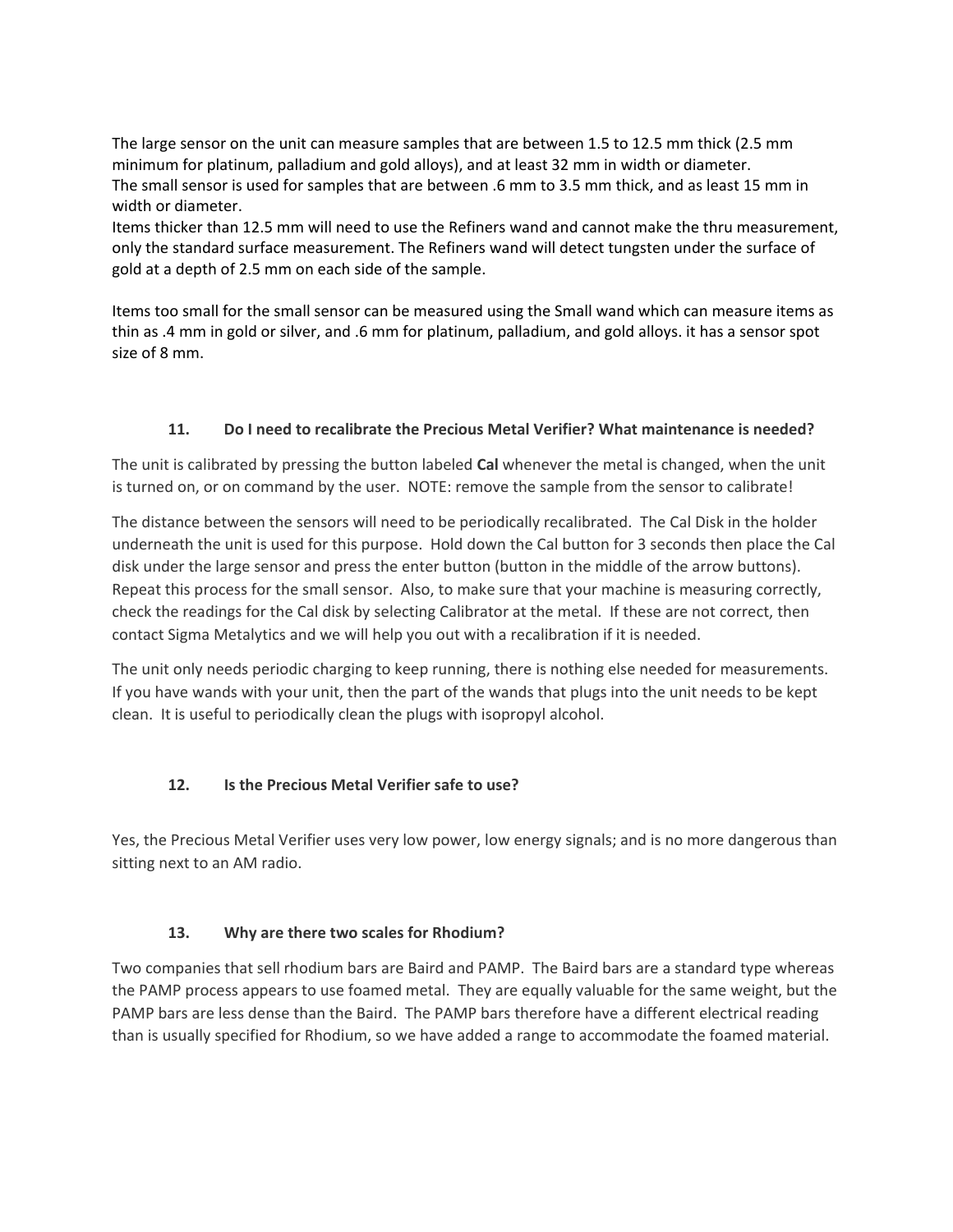The large sensor on the unit can measure samples that are between 1.5 to 12.5 mm thick (2.5 mm minimum for platinum, palladium and gold alloys), and at least 32 mm in width or diameter.
The small sensor is used for samples that are between .6 mm to 3.5 mm thick, and as least 15 mm in width or diameter.
Items thicker than 12.5 mm will need to use the Refiners wand and cannot make the thru measurement, only the standard surface measurement. The Refiners wand will detect tungsten under the surface of gold at a depth of 2.5 mm on each side of the sample.

Items too small for the small sensor can be measured using the Small wand which can measure items as thin as .4 mm in gold or silver, and .6 mm for platinum, palladium, and gold alloys. it has a sensor spot size of 8 mm.

### 11. Do I need to recalibrate the Precious Metal Verifier? What maintenance is needed?

The unit is calibrated by pressing the button labeled **Cal** whenever the metal is changed, when the unit is turned on, or on command by the user. NOTE: remove the sample from the sensor to calibrate!

The distance between the sensors will need to be periodically recalibrated. The Cal Disk in the holder underneath the unit is used for this purpose. Hold down the Cal button for 3 seconds then place the Cal disk under the large sensor and press the enter button (button in the middle of the arrow buttons). Repeat this process for the small sensor. Also, to make sure that your machine is measuring correctly, check the readings for the Cal disk by selecting Calibrator at the metal. If these are not correct, then contact Sigma Metalytics and we will help you out with a recalibration if it is needed.

The unit only needs periodic charging to keep running, there is nothing else needed for measurements. If you have wands with your unit, then the part of the wands that plugs into the unit needs to be kept clean. It is useful to periodically clean the plugs with isopropyl alcohol.

### 12. Is the Precious Metal Verifier safe to use?

Yes, the Precious Metal Verifier uses very low power, low energy signals; and is no more dangerous than sitting next to an AM radio.

### 13. Why are there two scales for Rhodium?

Two companies that sell rhodium bars are Baird and PAMP. The Baird bars are a standard type whereas the PAMP process appears to use foamed metal. They are equally valuable for the same weight, but the PAMP bars are less dense than the Baird. The PAMP bars therefore have a different electrical reading than is usually specified for Rhodium, so we have added a range to accommodate the foamed material.